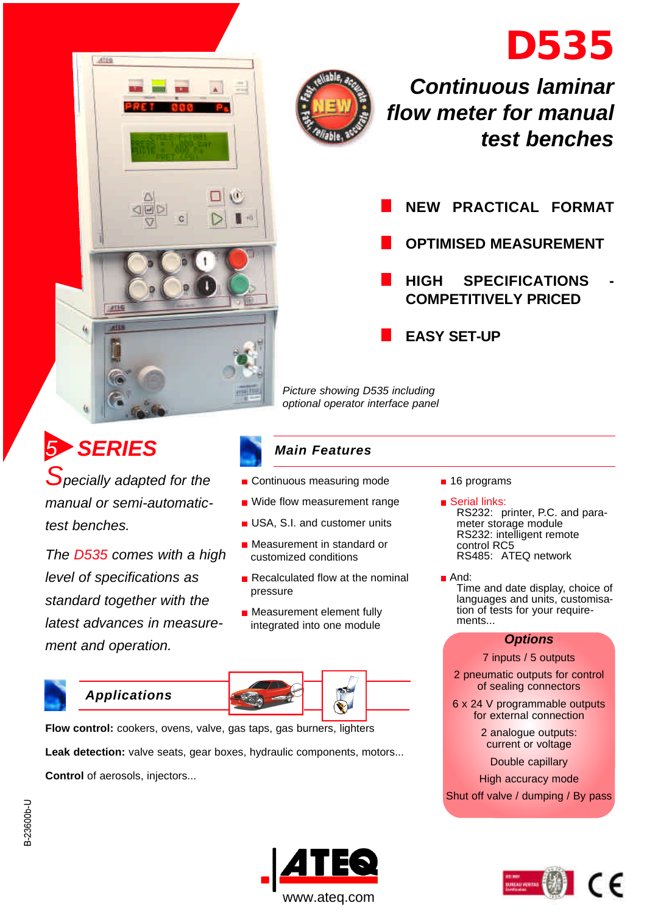# D535

## *Continuous laminar flow meter for manual test benches*

- NEW PRACTICAL FORMAT
- OPTIMISED MEASUREMENT
- HIGH SPECIFICATIONS - COMPETITIVELY PRICED
- EASY SET-UP

*Picture showing D535 including optional operator interface panel*

## 5 SERIES

*Specially adapted for the manual or semi-automatic-test benches.*

*The D535 comes with a high level of specifications as standard together with the latest advances in measure-ment and operation.*

## Main Features

- Continuous measuring mode
- Wide flow measurement range
- USA, S.I. and customer units
- Measurement in standard or customized conditions
- Recalculated flow at the nominal pressure
- Measurement element fully integrated into one module
- 16 programs
- Serial links:
  RS232: printer, P.C. and para-meter storage module
  RS232: intelligent remote control RC5
  RS485: ATEQ network
- And:
  Time and date display, choice of languages and units, customisa-tion of tests for your require-ments...

### Options

- 7 inputs / 5 outputs
- 2 pneumatic outputs for control of sealing connectors
- 6 x 24 V programmable outputs for external connection
- 2 analogue outputs: current or voltage
- Double capillary
- High accuracy mode
- Shut off valve / dumping / By pass

## Applications

**Flow control:** cookers, ovens, valve, gas taps, gas burners, lighters

**Leak detection:** valve seats, gear boxes, hydraulic components, motors...

**Control** of aerosols, injectors...

B-23600b-U

ATEQ

www.ateq.com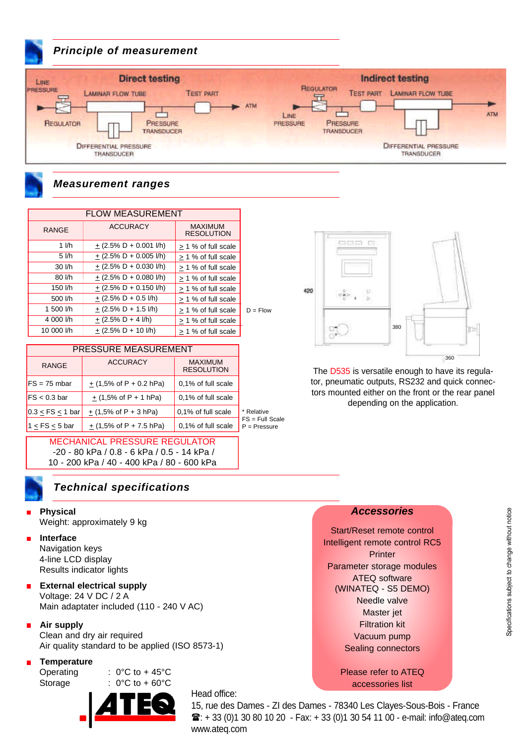## Principle of measurement

Direct testing

LINE PRESSURE
LAMINAR FLOW TUBE
TEST PART
ATM
REGULATOR
PRESSURE TRANSDUCER
DIFFERENTIAL PRESSURE TRANSDUCER

Indirect testing

REGULATOR
TEST PART
LAMINAR FLOW TUBE
ATM
LINE PRESSURE
PRESSURE TRANSDUCER
DIFFERENTIAL PRESSURE TRANSDUCER

## Measurement ranges

| FLOW MEASUREMENT | | |
|---|---|---|
| RANGE | ACCURACY | MAXIMUM RESOLUTION |
| 1 l/h | ± (2.5% D + 0.001 l/h) | ≥ 1 % of full scale |
| 5 l/h | ± (2.5% D + 0.005 l/h) | ≥ 1 % of full scale |
| 30 l/h | ± (2.5% D + 0.030 l/h) | ≥ 1 % of full scale |
| 80 l/h | ± (2.5% D + 0.080 l/h) | ≥ 1 % of full scale |
| 150 l/h | ± (2.5% D + 0.150 l/h) | ≥ 1 % of full scale |
| 500 l/h | ± (2.5% D + 0.5 l/h) | ≥ 1 % of full scale |
| 1 500 l/h | ± (2.5% D + 1.5 l/h) | ≥ 1 % of full scale |
| 4 000 l/h | ± (2.5% D + 4 l/h) | ≥ 1 % of full scale |
| 10 000 l/h | ± (2.5% D + 10 l/h) | ≥ 1 % of full scale |

D = Flow

| PRESSURE MEASUREMENT | | |
|---|---|---|
| RANGE | ACCURACY | MAXIMUM RESOLUTION |
| FS = 75 mbar | ± (1,5% of P + 0.2 hPa) | 0,1% of full scale |
| FS < 0.3 bar | ± (1,5% of P + 1 hPa) | 0,1% of full scale |
| 0.3 ≤ FS ≤ 1 bar | ± (1,5% of P + 3 hPa) | 0,1% of full scale |
| 1 ≤ FS ≤ 5 bar | ± (1,5% of P + 7.5 hPa) | 0,1% of full scale |

\* Relative
FS = Full Scale
P = Pressure

**MECHANICAL PRESSURE REGULATOR**
-20 - 80 kPa / 0.8 - 6 kPa / 0.5 - 14 kPa /
10 - 200 kPa / 40 - 400 kPa / 80 - 600 kPa

420
380
360

The D535 is versatile enough to have its regulator, pneumatic outputs, RS232 and quick connectors mounted either on the front or the rear panel depending on the application.

## Technical specifications

- **Physical**
  Weight: approximately 9 kg
- **Interface**
  Navigation keys
  4-line LCD display
  Results indicator lights
- **External electrical supply**
  Voltage: 24 V DC / 2 A
  Main adaptater included (110 - 240 V AC)
- **Air supply**
  Clean and dry air required
  Air quality standard to be applied (ISO 8573-1)
- **Temperature**
  Operating : 0°C to + 45°C
  Storage : 0°C to + 60°C

### Accessories

Start/Reset remote control
Intelligent remote control RC5
Printer
Parameter storage modules
ATEQ software
(WINATEQ - S5 DEMO)
Needle valve
Master jet
Filtration kit
Vacuum pump
Sealing connectors

Please refer to ATEQ accessories list

Specifications subject to change without notice

ATEQ

Head office:
15, rue des Dames - ZI des Dames - 78340 Les Clayes-Sous-Bois - France
☎: + 33 (0)1 30 80 10 20 - Fax: + 33 (0)1 30 54 11 00 - e-mail: info@ateq.com
www.ateq.com